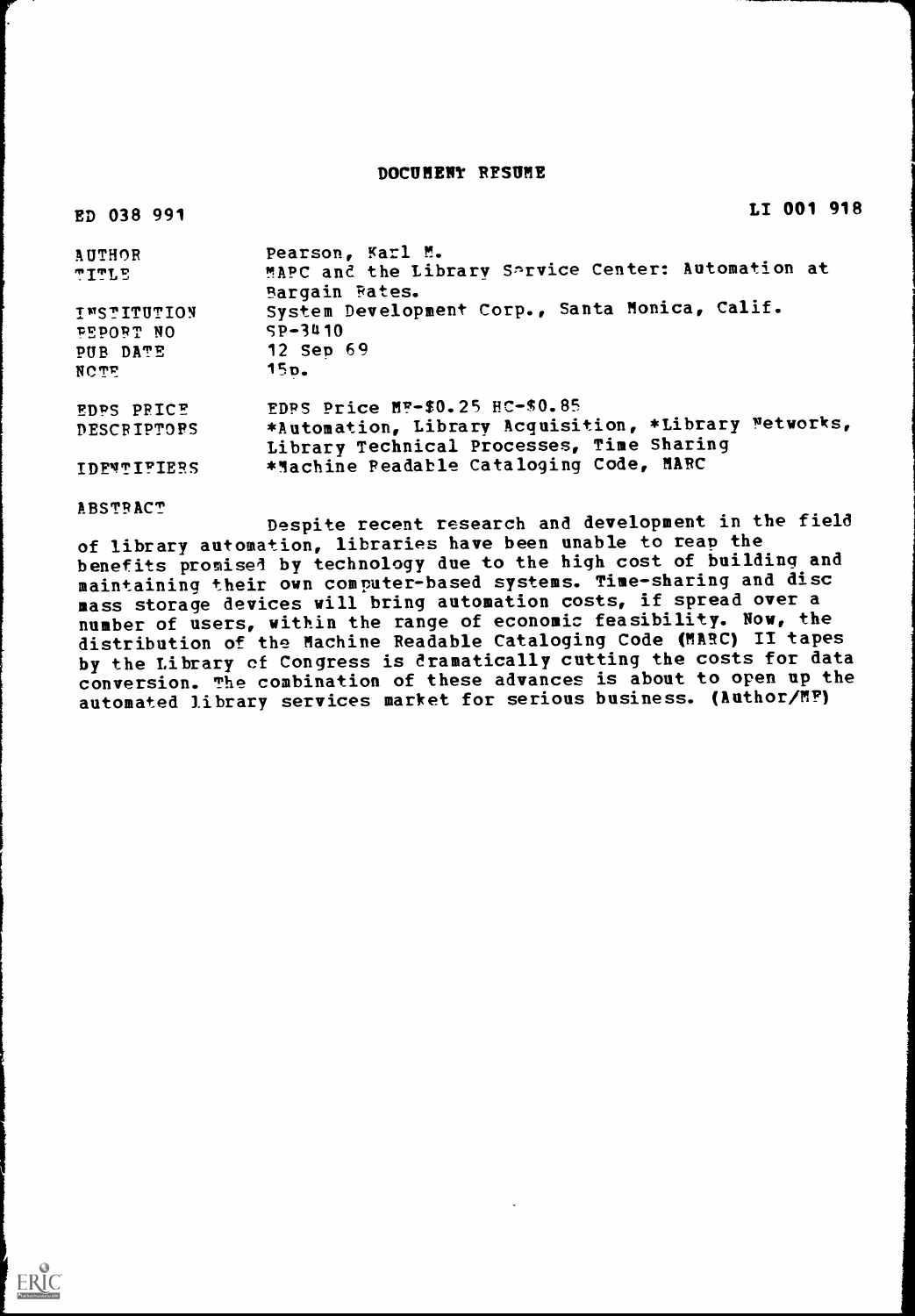# DOCUMENT RESUME

ED 038 991 LI 001 918

| | |
|---|---|
| AUTHOR | Pearson, Karl M. |
| TITLE | MARC and the Library Service Center: Automation at Bargain Rates. |
| INSTITUTION | System Development Corp., Santa Monica, Calif. |
| REPORT NO | SP-3410 |
| PUB DATE | 12 Sep 69 |
| NOTE | 15p. |
| EDRS PRICE | EDRS Price MF-$0.25 HC-$0.85 |
| DESCRIPTORS | *Automation, Library Acquisition, *Library Networks, Library Technical Processes, Time Sharing |
| IDENTIFIERS | *Machine Readable Cataloging Code, MARC |

ABSTRACT

Despite recent research and development in the field of library automation, libraries have been unable to reap the benefits promised by technology due to the high cost of building and maintaining their own computer-based systems. Time-sharing and disc mass storage devices will bring automation costs, if spread over a number of users, within the range of economic feasibility. Now, the distribution of the Machine Readable Cataloging Code (MARC) II tapes by the Library of Congress is dramatically cutting the costs for data conversion. The combination of these advances is about to open up the automated library services market for serious business. (Author/MF)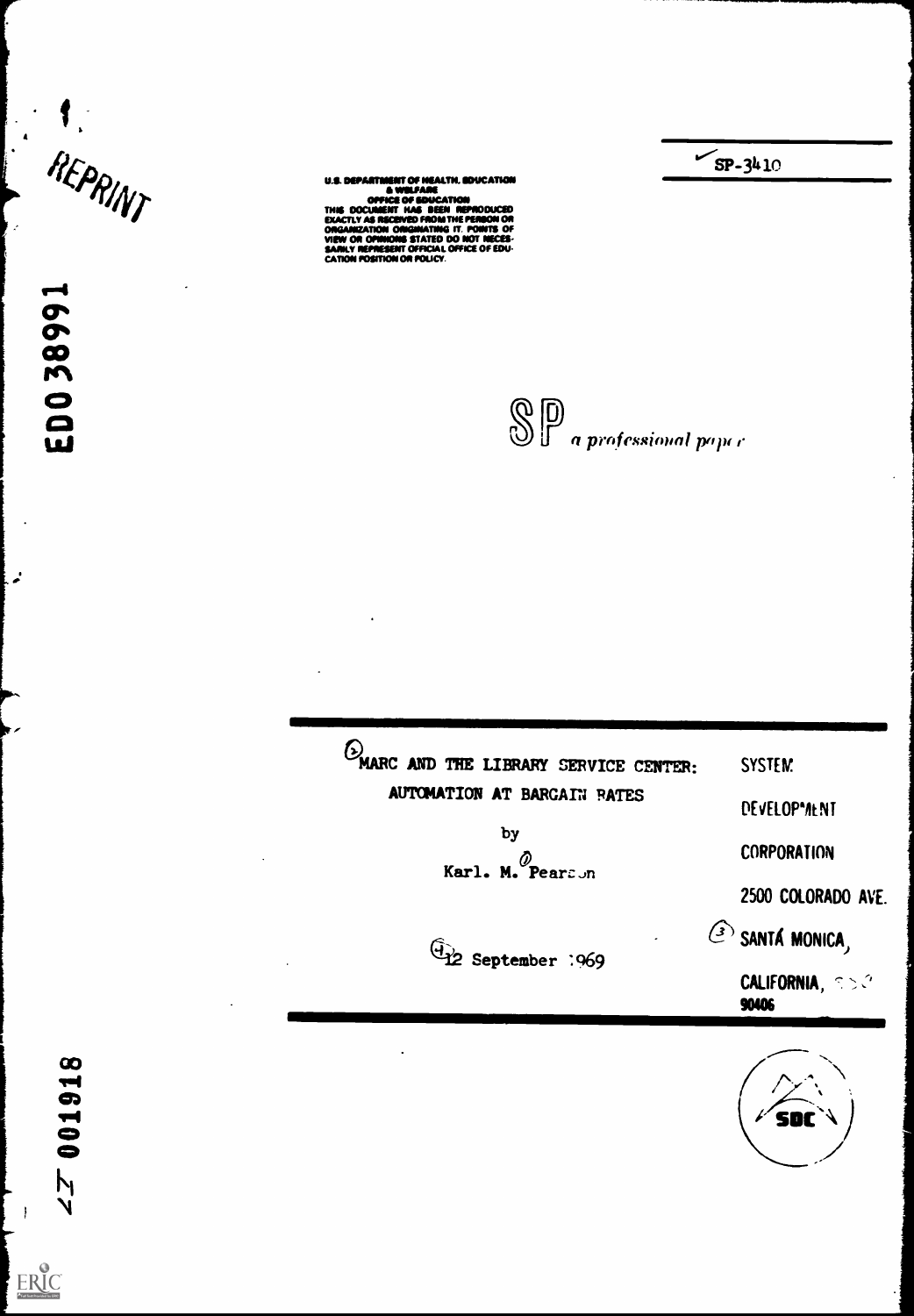REPRINT

ED 038991

U.S. DEPARTMENT OF HEALTH, EDUCATION & WELFARE
OFFICE OF EDUCATION
THIS DOCUMENT HAS BEEN REPRODUCED EXACTLY AS RECEIVED FROM THE PERSON OR ORGANIZATION ORIGINATING IT. POINTS OF VIEW OR OPINIONS STATED DO NOT NECESSARILY REPRESENT OFFICIAL OFFICE OF EDUCATION POSITION OR POLICY.

SP-3410

SP *a professional paper*

# MARC AND THE LIBRARY SERVICE CENTER: AUTOMATION AT BARGAIN RATES

by

Karl. M. Pearson

12 September 1969

SYSTEM DEVELOPMENT CORPORATION
2500 COLORADO AVE.
SANTA MONICA, CALIFORNIA
90406

SDC

LI 001918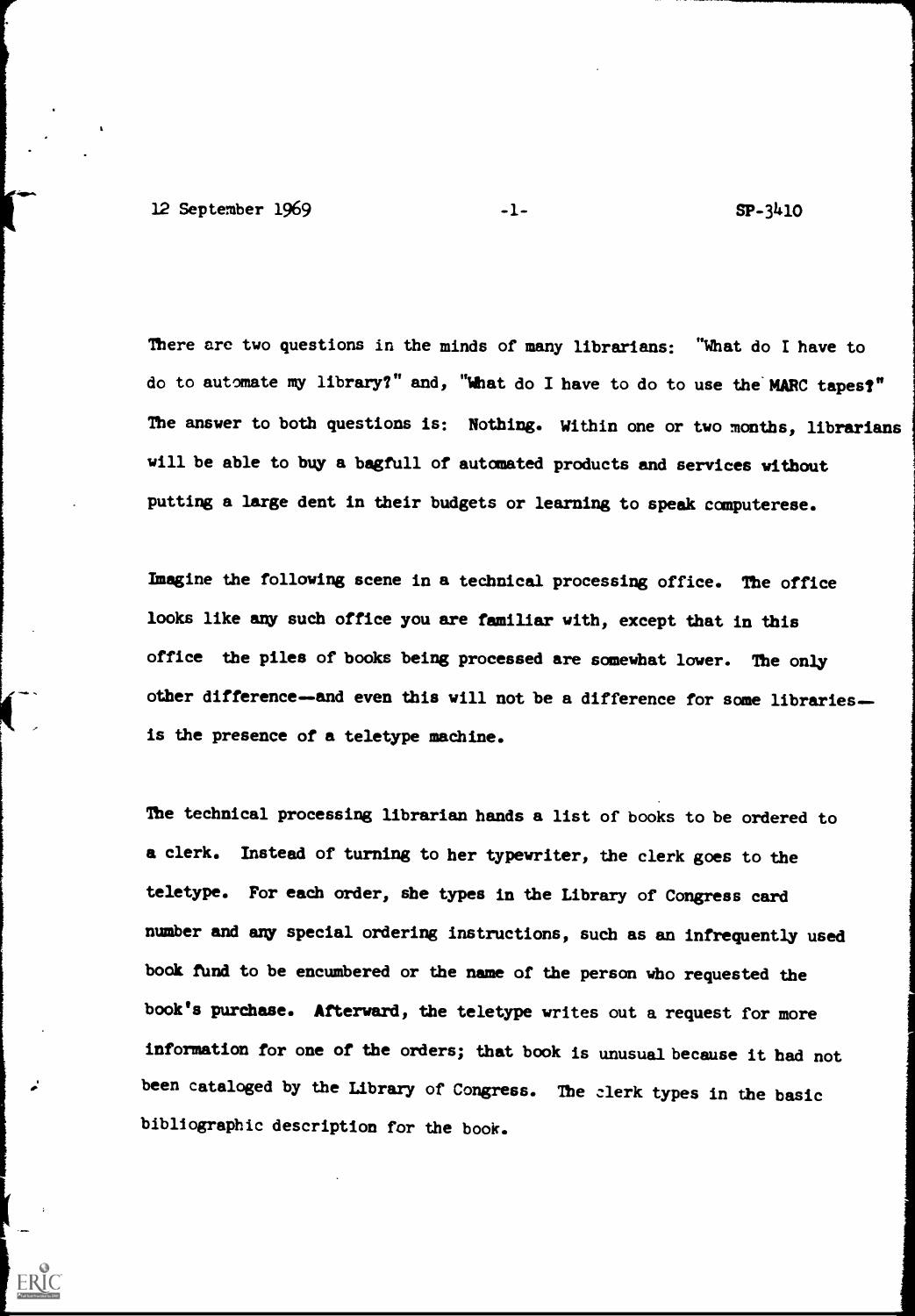There are two questions in the minds of many librarians: "What do I have to do to automate my library?" and, "What do I have to do to use the MARC tapes?" The answer to both questions is: Nothing. Within one or two months, librarians will be able to buy a bagfull of automated products and services without putting a large dent in their budgets or learning to speak computerese.

Imagine the following scene in a technical processing office. The office looks like any such office you are familiar with, except that in this office the piles of books being processed are somewhat lower. The only other difference—and even this will not be a difference for some libraries—is the presence of a teletype machine.

The technical processing librarian hands a list of books to be ordered to a clerk. Instead of turning to her typewriter, the clerk goes to the teletype. For each order, she types in the Library of Congress card number and any special ordering instructions, such as an infrequently used book fund to be encumbered or the name of the person who requested the book's purchase. Afterward, the teletype writes out a request for more information for one of the orders; that book is unusual because it had not been cataloged by the Library of Congress. The clerk types in the basic bibliographic description for the book.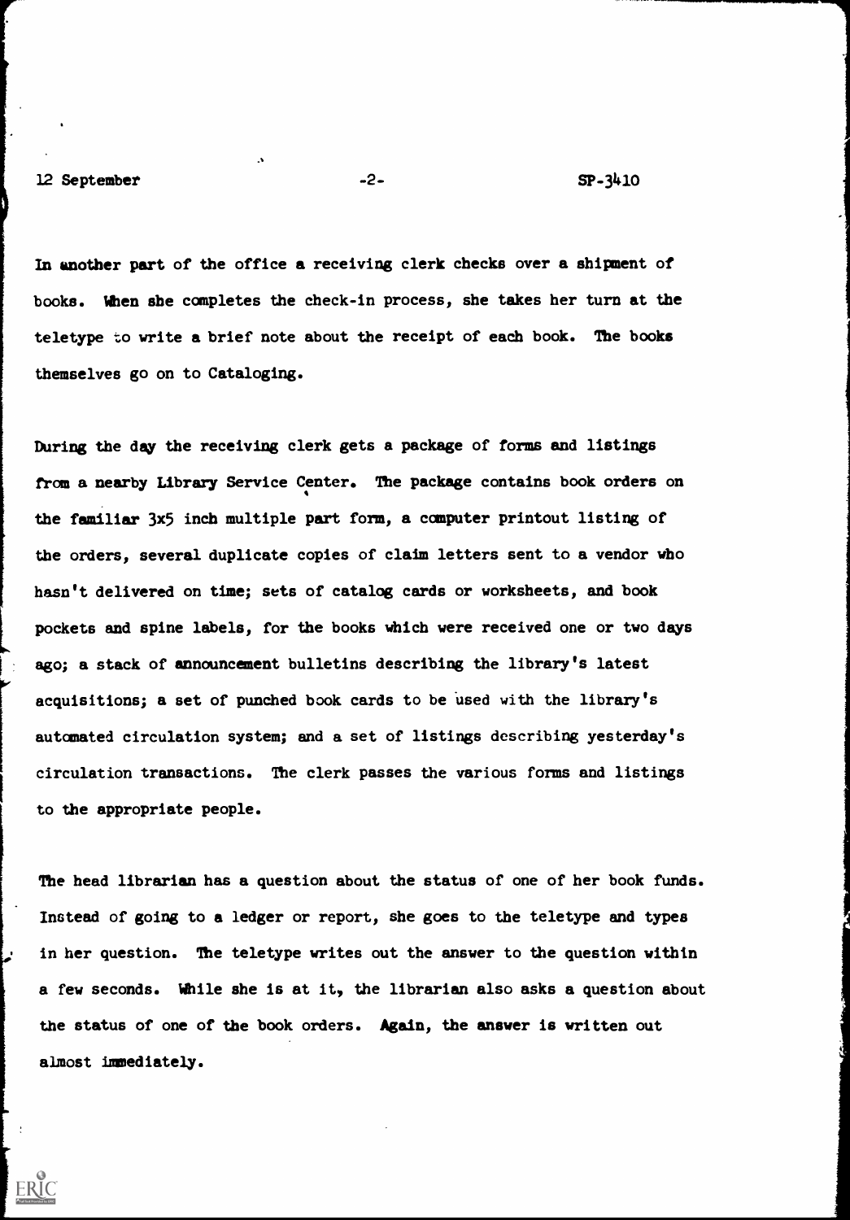In another part of the office a receiving clerk checks over a shipment of books. When she completes the check-in process, she takes her turn at the teletype to write a brief note about the receipt of each book. The books themselves go on to Cataloging.

During the day the receiving clerk gets a package of forms and listings from a nearby Library Service Center. The package contains book orders on the familiar 3x5 inch multiple part form, a computer printout listing of the orders, several duplicate copies of claim letters sent to a vendor who hasn't delivered on time; sets of catalog cards or worksheets, and book pockets and spine labels, for the books which were received one or two days ago; a stack of announcement bulletins describing the library's latest acquisitions; a set of punched book cards to be used with the library's automated circulation system; and a set of listings describing yesterday's circulation transactions. The clerk passes the various forms and listings to the appropriate people.

The head librarian has a question about the status of one of her book funds. Instead of going to a ledger or report, she goes to the teletype and types in her question. The teletype writes out the answer to the question within a few seconds. While she is at it, the librarian also asks a question about the status of one of the book orders. Again, the answer is written out almost immediately.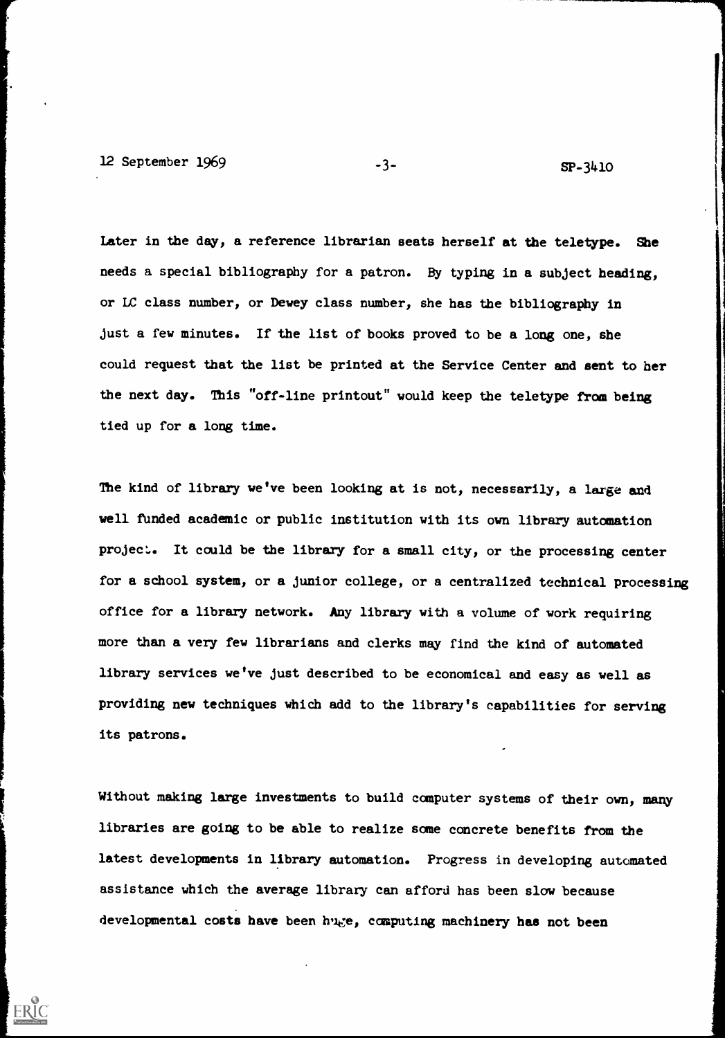Later in the day, a reference librarian seats herself at the teletype. She needs a special bibliography for a patron. By typing in a subject heading, or LC class number, or Dewey class number, she has the bibliography in just a few minutes. If the list of books proved to be a long one, she could request that the list be printed at the Service Center and sent to her the next day. This "off-line printout" would keep the teletype from being tied up for a long time.

The kind of library we've been looking at is not, necessarily, a large and well funded academic or public institution with its own library automation project. It could be the library for a small city, or the processing center for a school system, or a junior college, or a centralized technical processing office for a library network. Any library with a volume of work requiring more than a very few librarians and clerks may find the kind of automated library services we've just described to be economical and easy as well as providing new techniques which add to the library's capabilities for serving its patrons.

Without making large investments to build computer systems of their own, many libraries are going to be able to realize some concrete benefits from the latest developments in library automation. Progress in developing automated assistance which the average library can afford has been slow because developmental costs have been huge, computing machinery has not been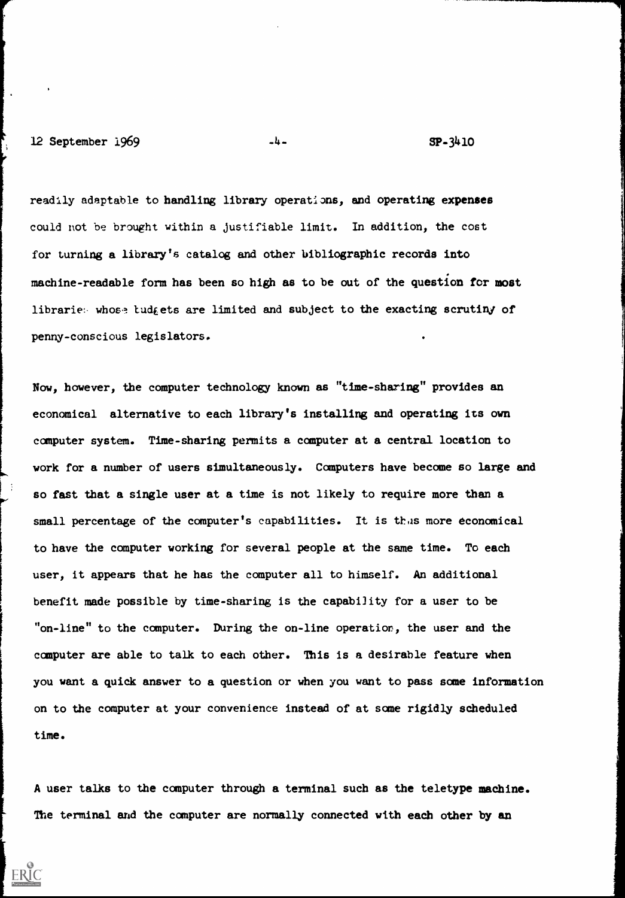readily adaptable to handling library operations, and operating expenses could not be brought within a justifiable limit. In addition, the cost for turning a library's catalog and other bibliographic records into machine-readable form has been so high as to be out of the question for most libraries whose budgets are limited and subject to the exacting scrutiny of penny-conscious legislators.

Now, however, the computer technology known as "time-sharing" provides an economical alternative to each library's installing and operating its own computer system. Time-sharing permits a computer at a central location to work for a number of users simultaneously. Computers have become so large and so fast that a single user at a time is not likely to require more than a small percentage of the computer's capabilities. It is thus more economical to have the computer working for several people at the same time. To each user, it appears that he has the computer all to himself. An additional benefit made possible by time-sharing is the capability for a user to be "on-line" to the computer. During the on-line operation, the user and the computer are able to talk to each other. This is a desirable feature when you want a quick answer to a question or when you want to pass some information on to the computer at your convenience instead of at some rigidly scheduled time.

A user talks to the computer through a terminal such as the teletype machine. The terminal and the computer are normally connected with each other by an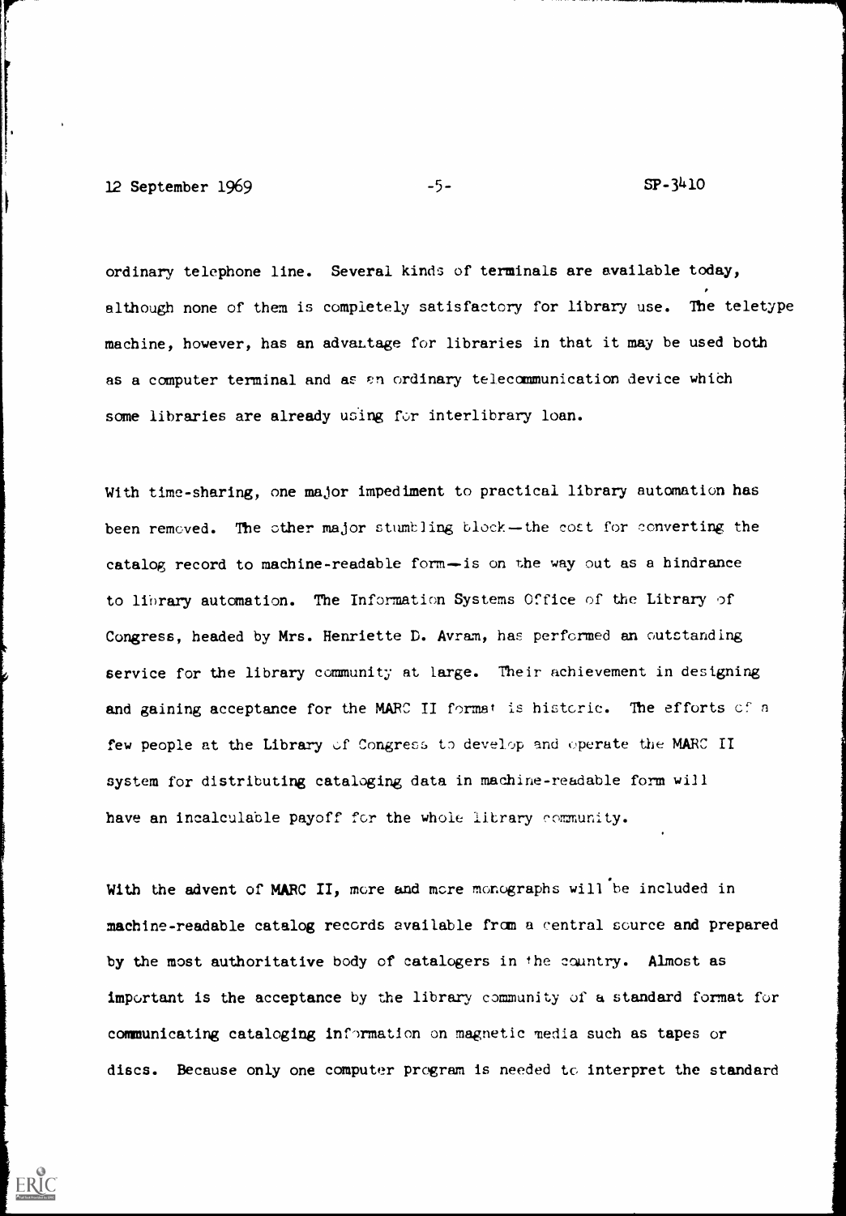ordinary telephone line. Several kinds of terminals are available today, although none of them is completely satisfactory for library use. The teletype machine, however, has an advantage for libraries in that it may be used both as a computer terminal and as an ordinary telecommunication device which some libraries are already using for interlibrary loan.

With time-sharing, one major impediment to practical library automation has been removed. The other major stumbling block—the cost for converting the catalog record to machine-readable form—is on the way out as a hindrance to library automation. The Information Systems Office of the Library of Congress, headed by Mrs. Henriette D. Avram, has performed an outstanding service for the library community at large. Their achievement in designing and gaining acceptance for the MARC II format is historic. The efforts of a few people at the Library of Congress to develop and operate the MARC II system for distributing cataloging data in machine-readable form will have an incalculable payoff for the whole library community.

With the advent of MARC II, more and more monographs will be included in machine-readable catalog records available from a central source and prepared by the most authoritative body of catalogers in the country. Almost as important is the acceptance by the library community of a standard format for communicating cataloging information on magnetic media such as tapes or discs. Because only one computer program is needed to interpret the standard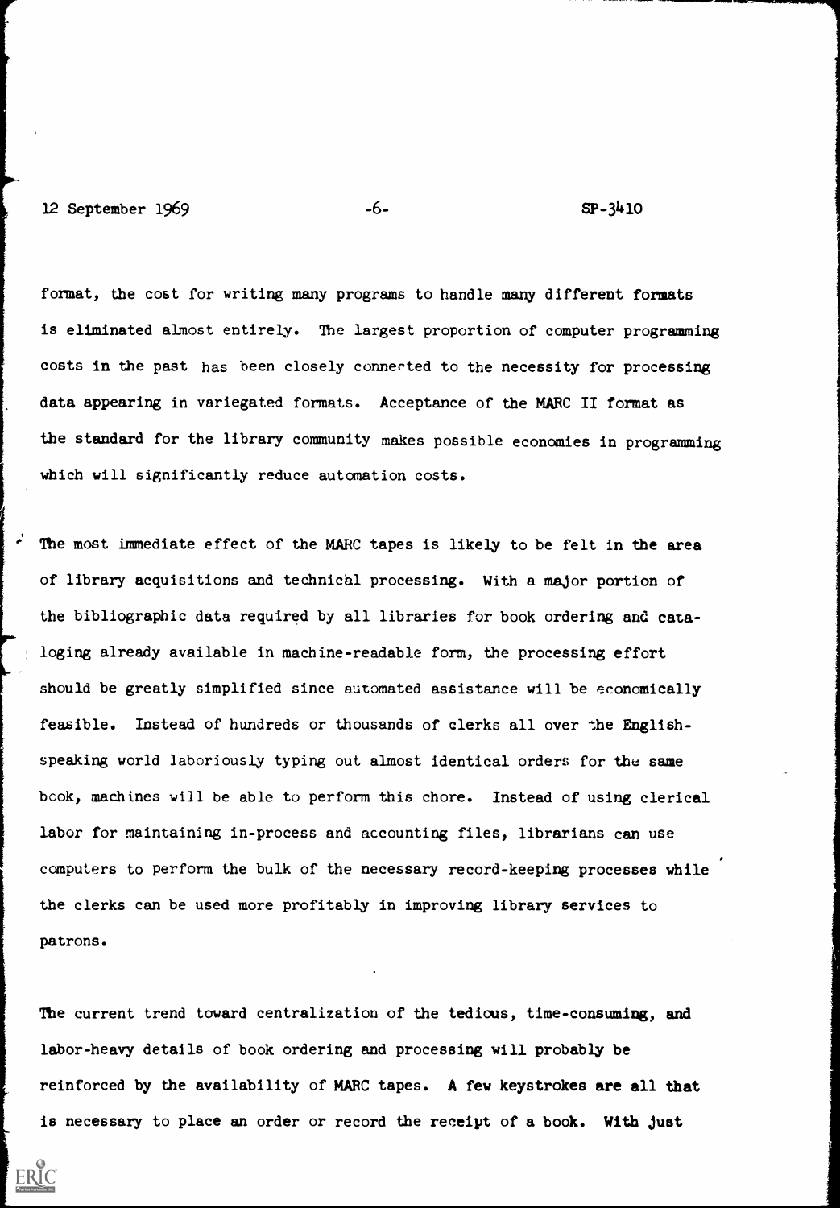format, the cost for writing many programs to handle many different formats is eliminated almost entirely. The largest proportion of computer programming costs in the past has been closely connected to the necessity for processing data appearing in variegated formats. Acceptance of the MARC II format as the standard for the library community makes possible economies in programming which will significantly reduce automation costs.

The most immediate effect of the MARC tapes is likely to be felt in the area of library acquisitions and technical processing. With a major portion of the bibliographic data required by all libraries for book ordering and cataloging already available in machine-readable form, the processing effort should be greatly simplified since automated assistance will be economically feasible. Instead of hundreds or thousands of clerks all over the English-speaking world laboriously typing out almost identical orders for the same book, machines will be able to perform this chore. Instead of using clerical labor for maintaining in-process and accounting files, librarians can use computers to perform the bulk of the necessary record-keeping processes while the clerks can be used more profitably in improving library services to patrons.

The current trend toward centralization of the tedious, time-consuming, and labor-heavy details of book ordering and processing will probably be reinforced by the availability of MARC tapes. A few keystrokes are all that is necessary to place an order or record the receipt of a book. With just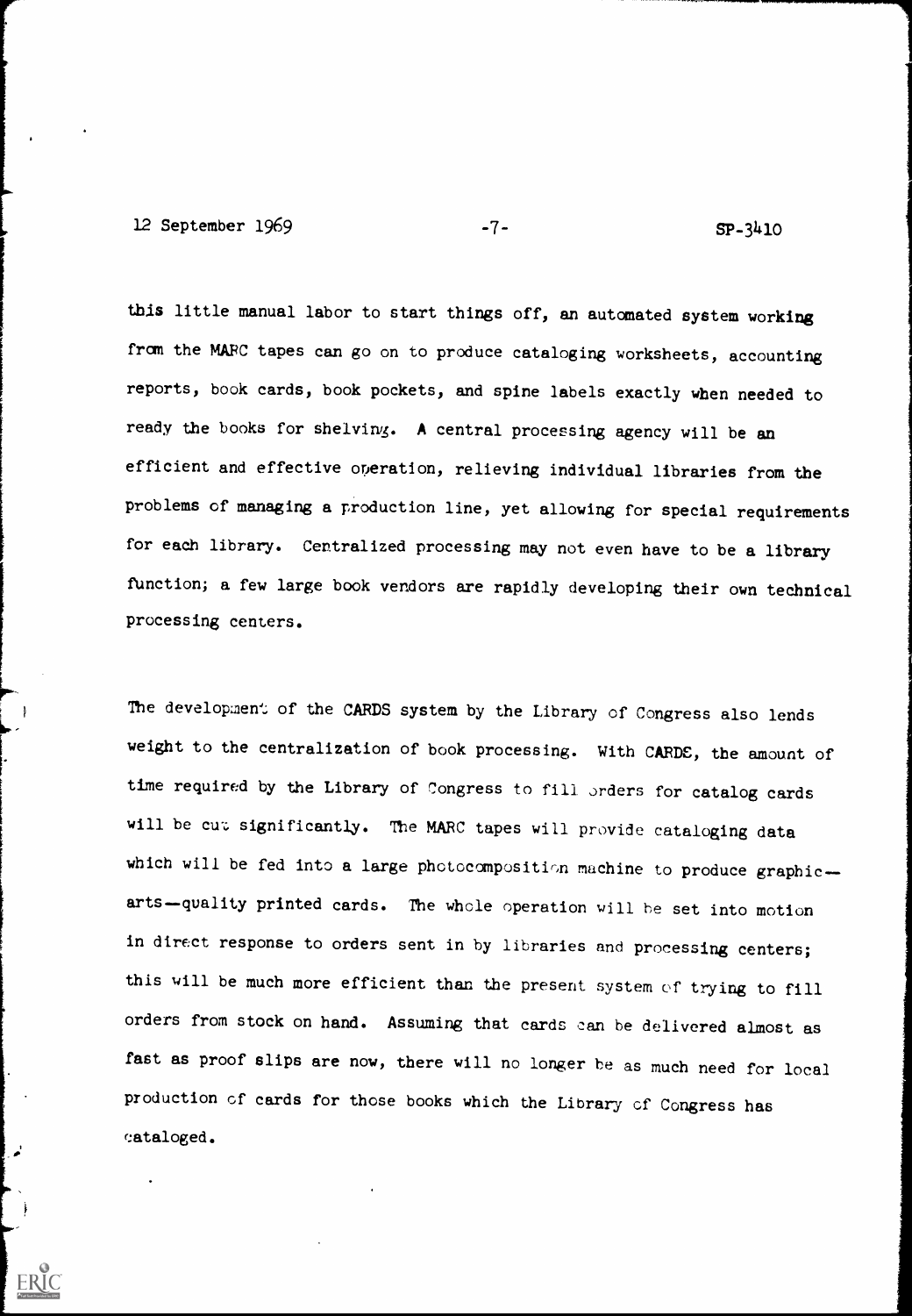this little manual labor to start things off, an automated system working from the MARC tapes can go on to produce cataloging worksheets, accounting reports, book cards, book pockets, and spine labels exactly when needed to ready the books for shelving. A central processing agency will be an efficient and effective operation, relieving individual libraries from the problems of managing a production line, yet allowing for special requirements for each library. Centralized processing may not even have to be a library function; a few large book vendors are rapidly developing their own technical processing centers.

The development of the CARDS system by the Library of Congress also lends weight to the centralization of book processing. With CARDS, the amount of time required by the Library of Congress to fill orders for catalog cards will be cut significantly. The MARC tapes will provide cataloging data which will be fed into a large photocomposition machine to produce graphic-arts-quality printed cards. The whole operation will be set into motion in direct response to orders sent in by libraries and processing centers; this will be much more efficient than the present system of trying to fill orders from stock on hand. Assuming that cards can be delivered almost as fast as proof slips are now, there will no longer be as much need for local production of cards for those books which the Library of Congress has cataloged.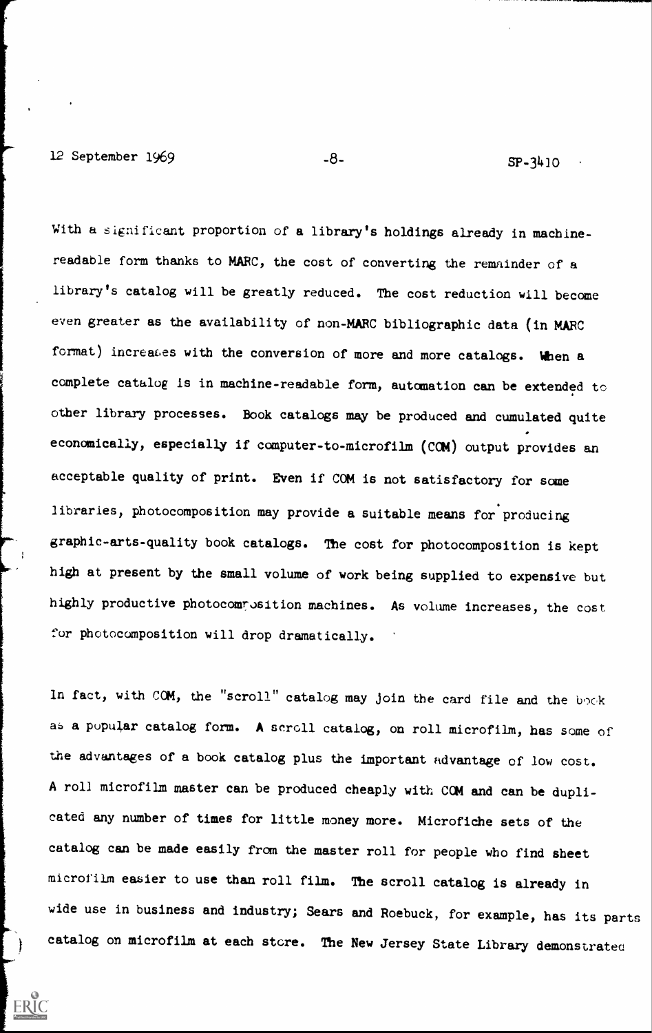With a significant proportion of a library's holdings already in machine-readable form thanks to MARC, the cost of converting the remainder of a library's catalog will be greatly reduced. The cost reduction will become even greater as the availability of non-MARC bibliographic data (in MARC format) increases with the conversion of more and more catalogs. When a complete catalog is in machine-readable form, automation can be extended to other library processes. Book catalogs may be produced and cumulated quite economically, especially if computer-to-microfilm (COM) output provides an acceptable quality of print. Even if COM is not satisfactory for some libraries, photocomposition may provide a suitable means for producing graphic-arts-quality book catalogs. The cost for photocomposition is kept high at present by the small volume of work being supplied to expensive but highly productive photocomposition machines. As volume increases, the cost for photocomposition will drop dramatically.

In fact, with COM, the "scroll" catalog may join the card file and the book as a popular catalog form. A scroll catalog, on roll microfilm, has some of the advantages of a book catalog plus the important advantage of low cost. A roll microfilm master can be produced cheaply with COM and can be duplicated any number of times for little money more. Microfiche sets of the catalog can be made easily from the master roll for people who find sheet microfilm easier to use than roll film. The scroll catalog is already in wide use in business and industry; Sears and Roebuck, for example, has its parts catalog on microfilm at each store. The New Jersey State Library demonstrated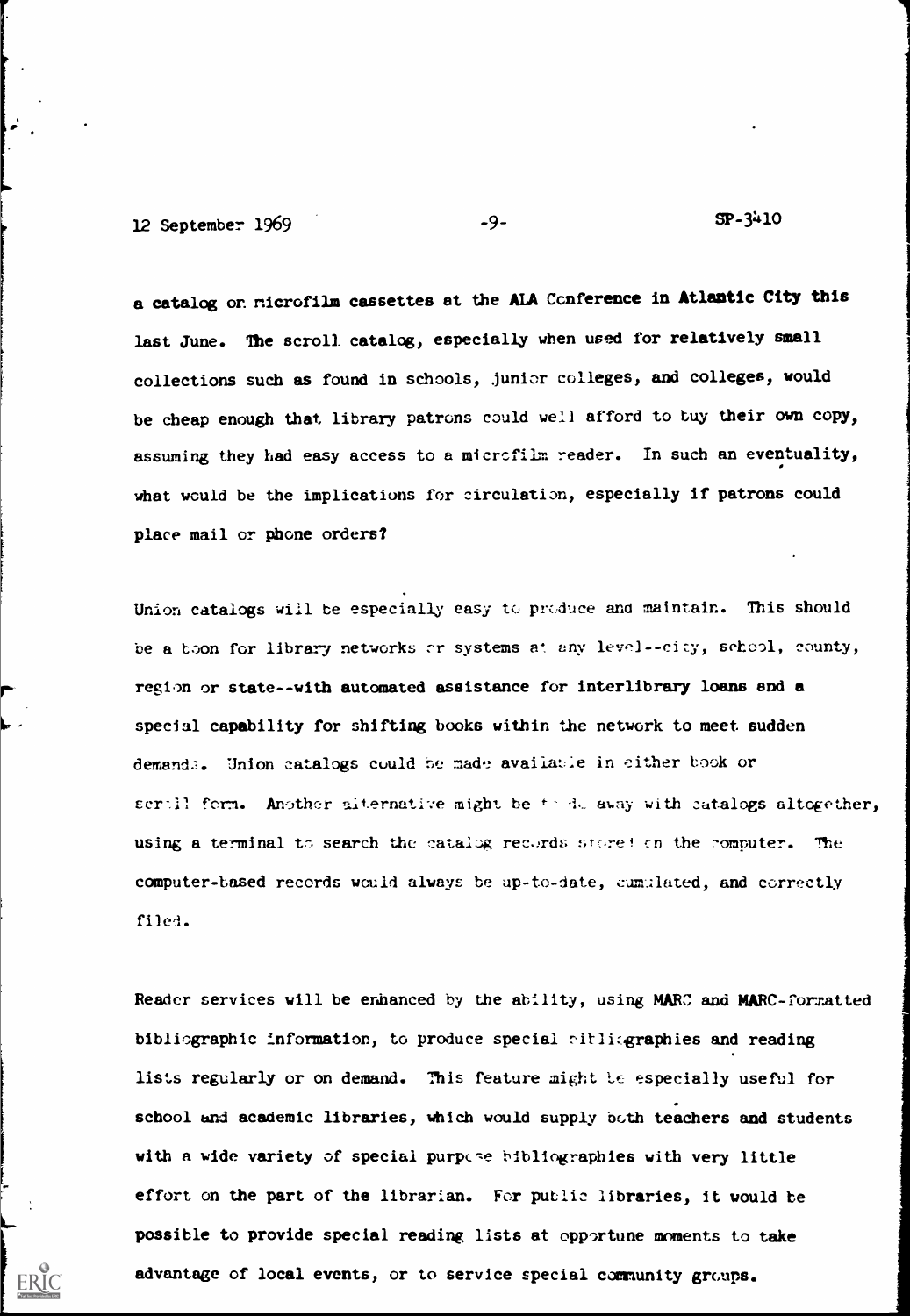a catalog on microfilm cassettes at the ALA Conference in Atlantic City this last June. The scroll catalog, especially when used for relatively small collections such as found in schools, junior colleges, and colleges, would be cheap enough that library patrons could well afford to buy their own copy, assuming they had easy access to a microfilm reader. In such an eventuality, what would be the implications for circulation, especially if patrons could place mail or phone orders?

Union catalogs will be especially easy to produce and maintain. This should be a boon for library networks or systems at any level--city, school, county, region or state--with automated assistance for interlibrary loans and a special capability for shifting books within the network to meet sudden demands. Union catalogs could be made available in either book or scroll form. Another alternative might be to do away with catalogs altogether, using a terminal to search the catalog records stored on the computer. The computer-based records would always be up-to-date, cumulated, and correctly filed.

Reader services will be enhanced by the ability, using MARC and MARC-formatted bibliographic information, to produce special bibliographies and reading lists regularly or on demand. This feature might be especially useful for school and academic libraries, which would supply both teachers and students with a wide variety of special purpose bibliographies with very little effort on the part of the librarian. For public libraries, it would be possible to provide special reading lists at opportune moments to take advantage of local events, or to service special community groups.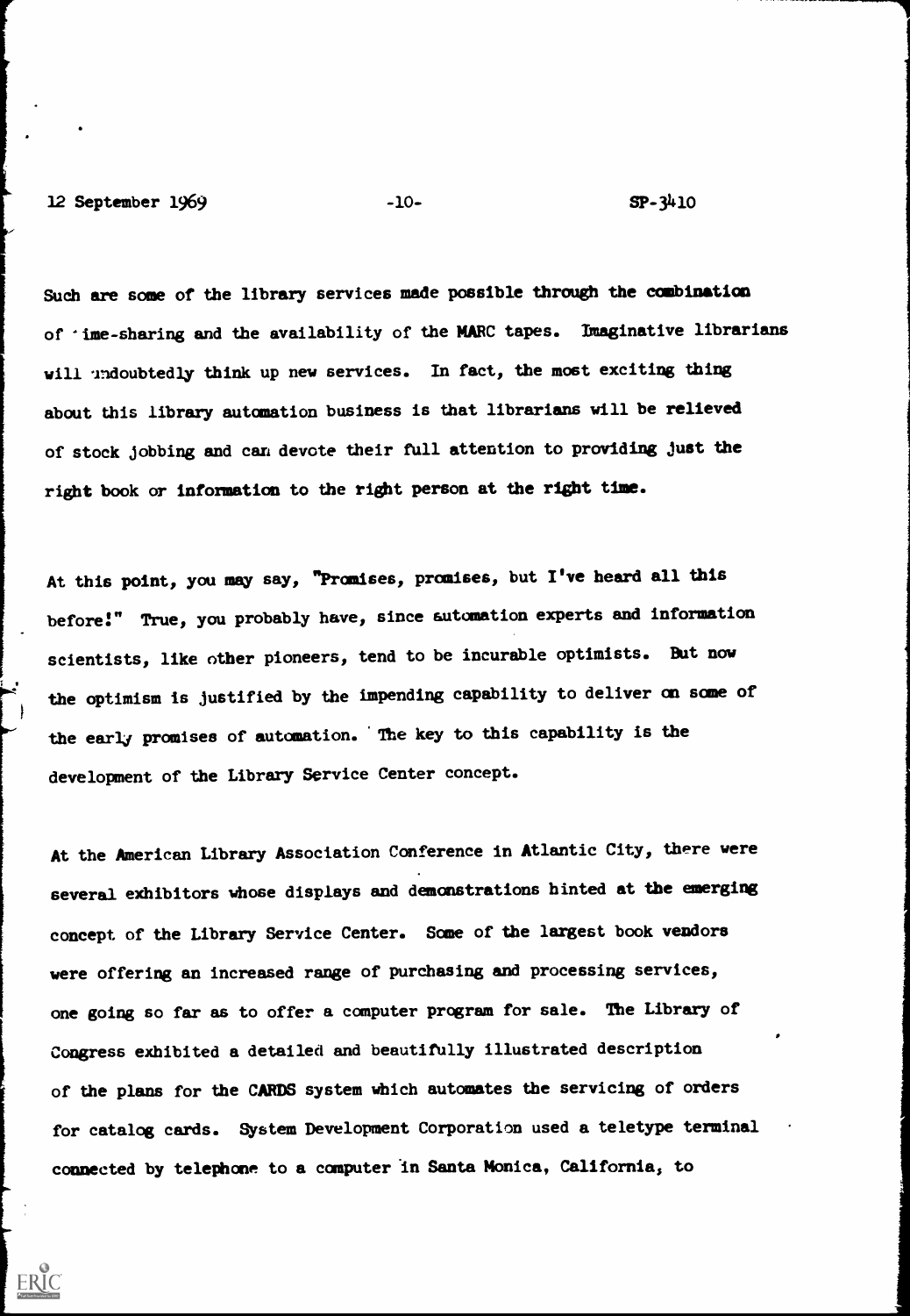Such are some of the library services made possible through the combination of time-sharing and the availability of the MARC tapes. Imaginative librarians will undoubtedly think up new services. In fact, the most exciting thing about this library automation business is that librarians will be relieved of stock jobbing and can devote their full attention to providing just the right book or information to the right person at the right time.

At this point, you may say, "Promises, promises, but I've heard all this before!" True, you probably have, since automation experts and information scientists, like other pioneers, tend to be incurable optimists. But now the optimism is justified by the impending capability to deliver on some of the early promises of automation. The key to this capability is the development of the Library Service Center concept.

At the American Library Association Conference in Atlantic City, there were several exhibitors whose displays and demonstrations hinted at the emerging concept of the Library Service Center. Some of the largest book vendors were offering an increased range of purchasing and processing services, one going so far as to offer a computer program for sale. The Library of Congress exhibited a detailed and beautifully illustrated description of the plans for the CARDS system which automates the servicing of orders for catalog cards. System Development Corporation used a teletype terminal connected by telephone to a computer in Santa Monica, California, to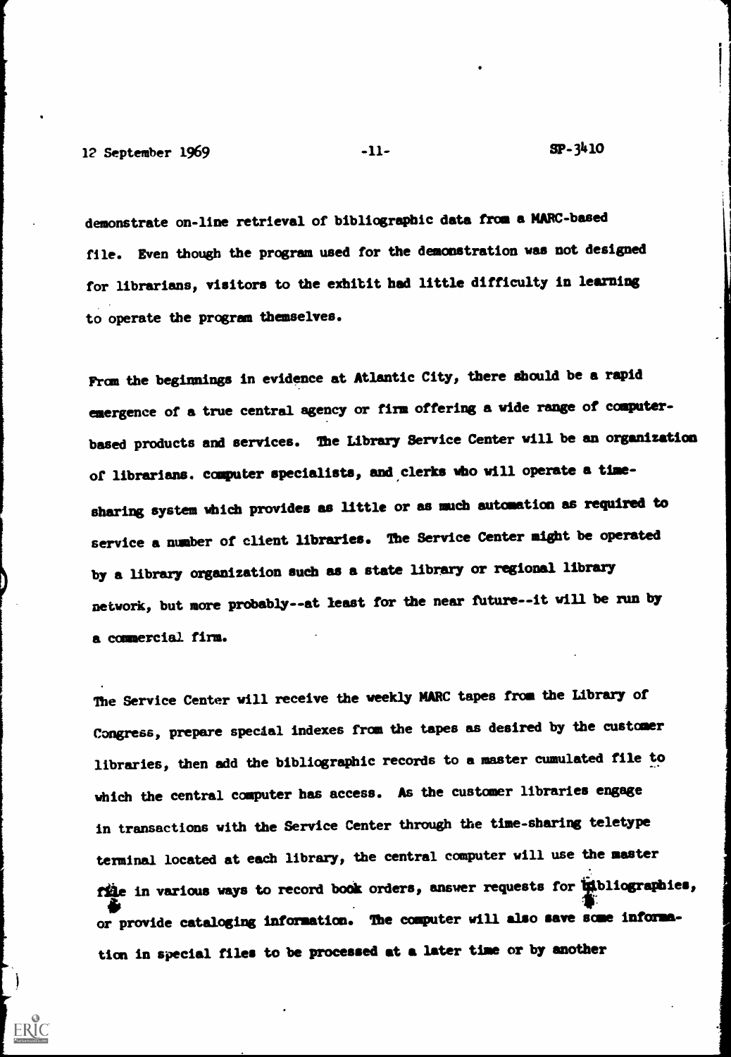demonstrate on-line retrieval of bibliographic data from a MARC-based file. Even though the program used for the demonstration was not designed for librarians, visitors to the exhibit had little difficulty in learning to operate the program themselves.

From the beginnings in evidence at Atlantic City, there should be a rapid emergence of a true central agency or firm offering a wide range of computer-based products and services. The Library Service Center will be an organization of librarians. computer specialists, and clerks who will operate a time-sharing system which provides as little or as much automation as required to service a number of client libraries. The Service Center might be operated by a library organization such as a state library or regional library network, but more probably--at least for the near future--it will be run by a commercial firm.

The Service Center will receive the weekly MARC tapes from the Library of Congress, prepare special indexes from the tapes as desired by the customer libraries, then add the bibliographic records to a master cumulated file to which the central computer has access. As the customer libraries engage in transactions with the Service Center through the time-sharing teletype terminal located at each library, the central computer will use the master file in various ways to record book orders, answer requests for bibliographies, or provide cataloging information. The computer will also save some information in special files to be processed at a later time or by another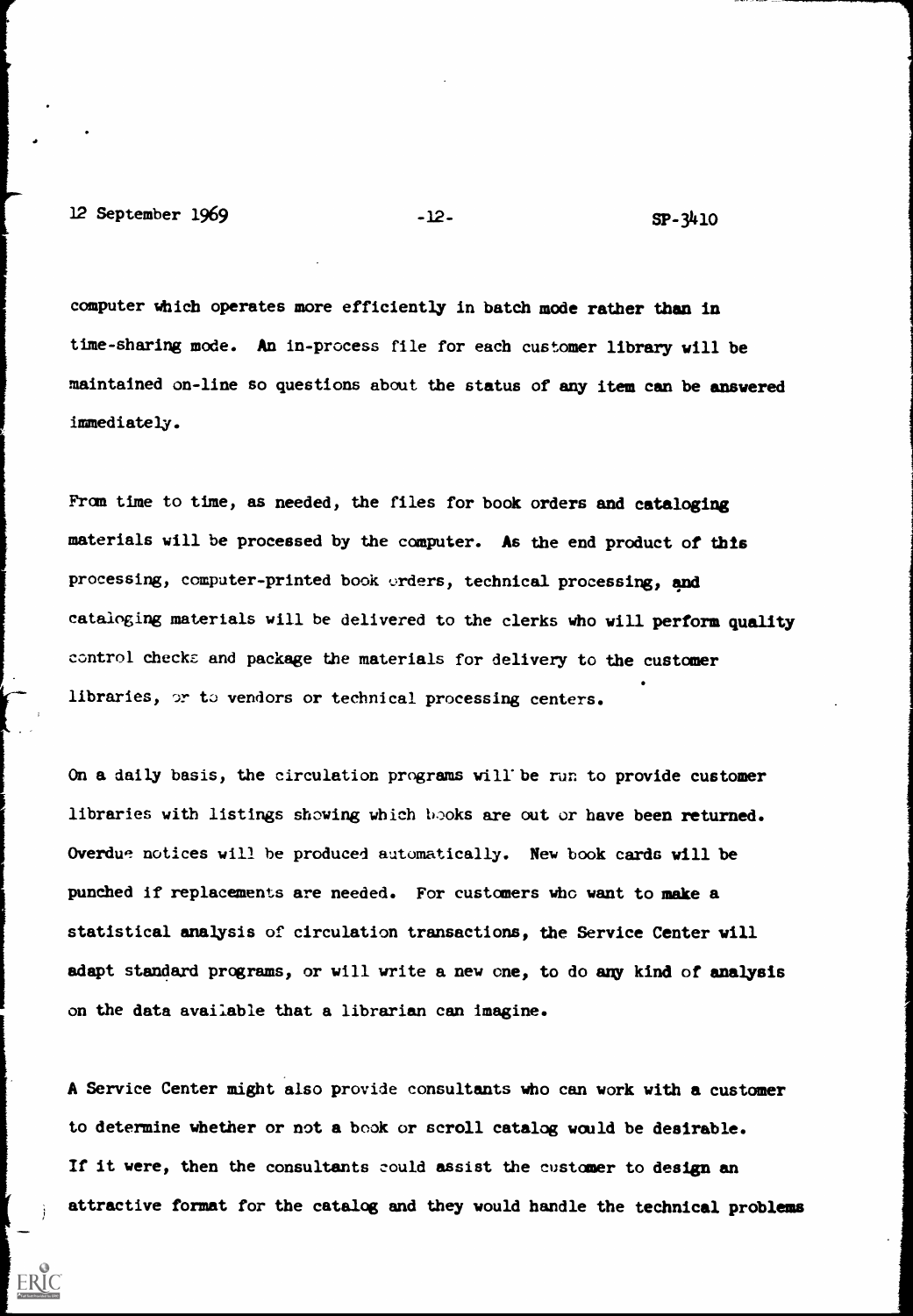computer which operates more efficiently in batch mode rather than in time-sharing mode. An in-process file for each customer library will be maintained on-line so questions about the status of any item can be answered immediately.

From time to time, as needed, the files for book orders and cataloging materials will be processed by the computer. As the end product of this processing, computer-printed book orders, technical processing, and cataloging materials will be delivered to the clerks who will perform quality control checks and package the materials for delivery to the customer libraries, or to vendors or technical processing centers.

On a daily basis, the circulation programs will be run to provide customer libraries with listings showing which books are out or have been returned. Overdue notices will be produced automatically. New book cards will be punched if replacements are needed. For customers who want to make a statistical analysis of circulation transactions, the Service Center will adapt standard programs, or will write a new one, to do any kind of analysis on the data available that a librarian can imagine.

A Service Center might also provide consultants who can work with a customer to determine whether or not a book or scroll catalog would be desirable. If it were, then the consultants could assist the customer to design an attractive format for the catalog and they would handle the technical problems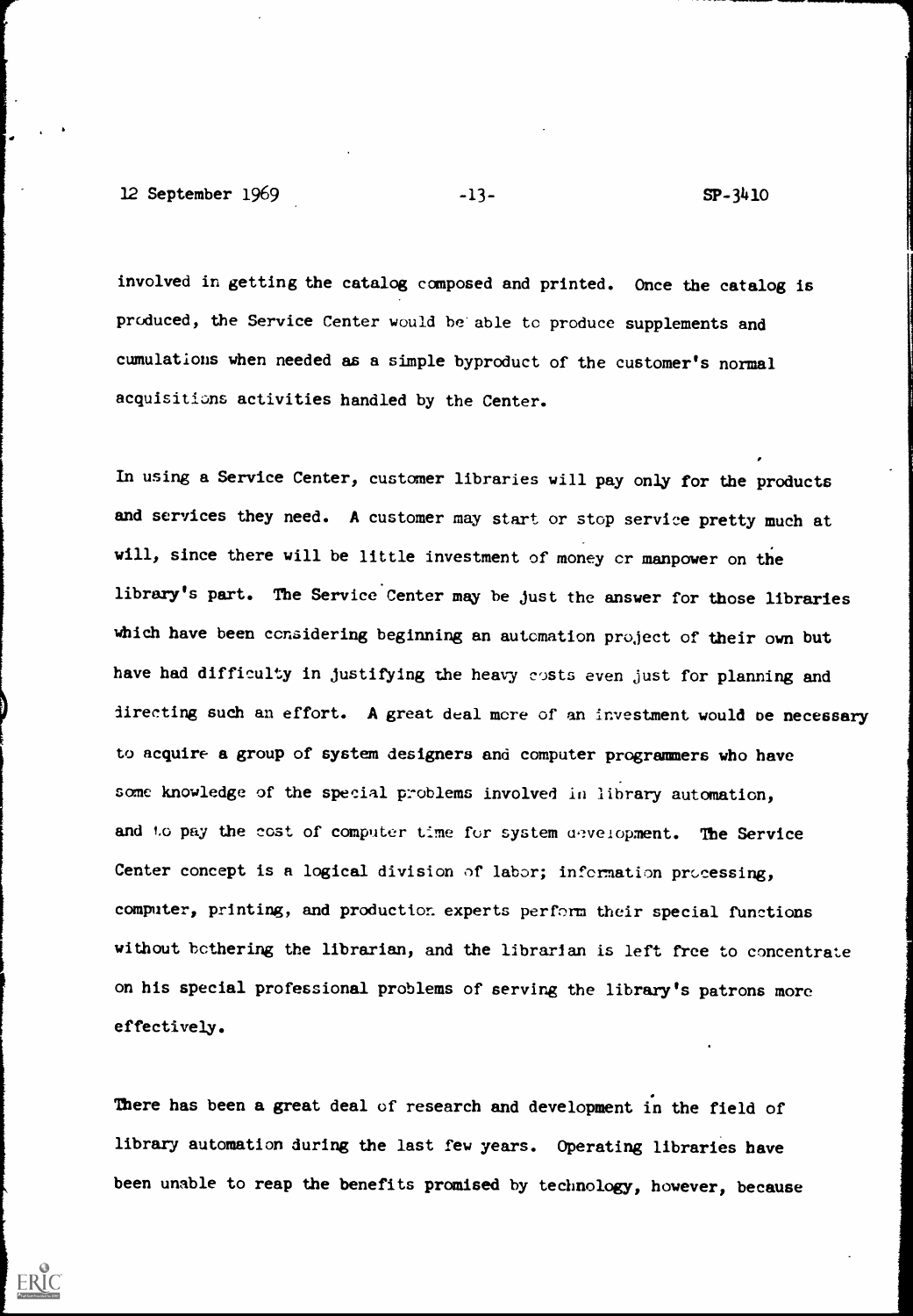involved in getting the catalog composed and printed. Once the catalog is produced, the Service Center would be able to produce supplements and cumulations when needed as a simple byproduct of the customer's normal acquisitions activities handled by the Center.

In using a Service Center, customer libraries will pay only for the products and services they need. A customer may start or stop service pretty much at will, since there will be little investment of money or manpower on the library's part. The Service Center may be just the answer for those libraries which have been considering beginning an automation project of their own but have had difficulty in justifying the heavy costs even just for planning and directing such an effort. A great deal more of an investment would be necessary to acquire a group of system designers and computer programmers who have some knowledge of the special problems involved in library automation, and to pay the cost of computer time for system development. The Service Center concept is a logical division of labor; information processing, computer, printing, and production experts perform their special functions without bothering the librarian, and the librarian is left free to concentrate on his special professional problems of serving the library's patrons more effectively.

There has been a great deal of research and development in the field of library automation during the last few years. Operating libraries have been unable to reap the benefits promised by technology, however, because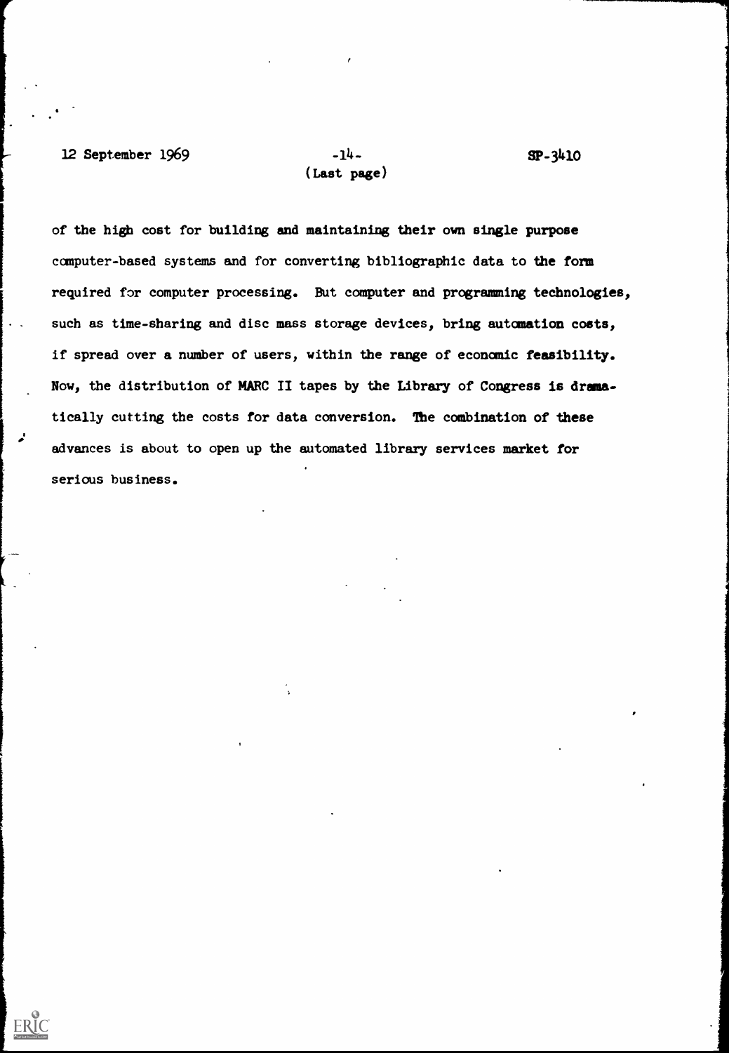of the high cost for building and maintaining their own single purpose computer-based systems and for converting bibliographic data to the form required for computer processing. But computer and programming technologies, such as time-sharing and disc mass storage devices, bring automation costs, if spread over a number of users, within the range of economic feasibility. Now, the distribution of MARC II tapes by the Library of Congress is dramatically cutting the costs for data conversion. The combination of these advances is about to open up the automated library services market for serious business.